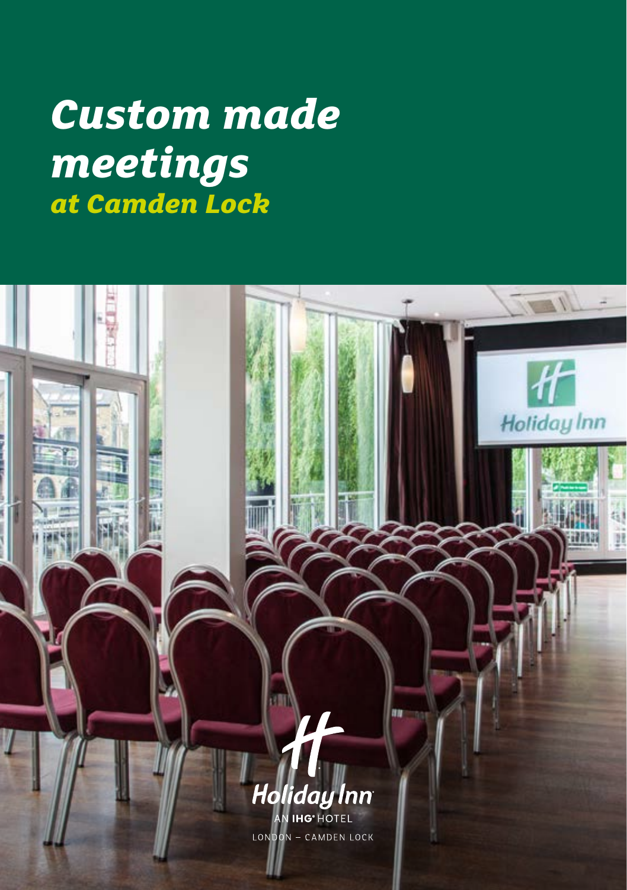# Custom made meetings
## *at Camden Lock*

Holiday Inn
AN IHG® HOTEL
LONDON – CAMDEN LOCK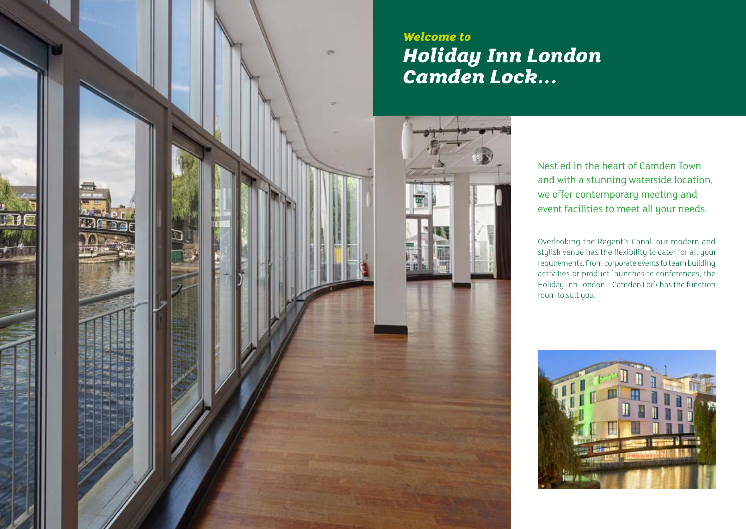## *Welcome to*

# *Holiday Inn London Camden Lock...*

Nestled in the heart of Camden Town and with a stunning waterside location, we offer contemporary meeting and event facilities to meet all your needs.

Overlooking the Regent's Canal, our modern and stylish venue has the flexibility to cater for all your requirements. From corporate events to team building activities or product launches to conferences, the Holiday Inn London – Camden Lock has the function room to suit you.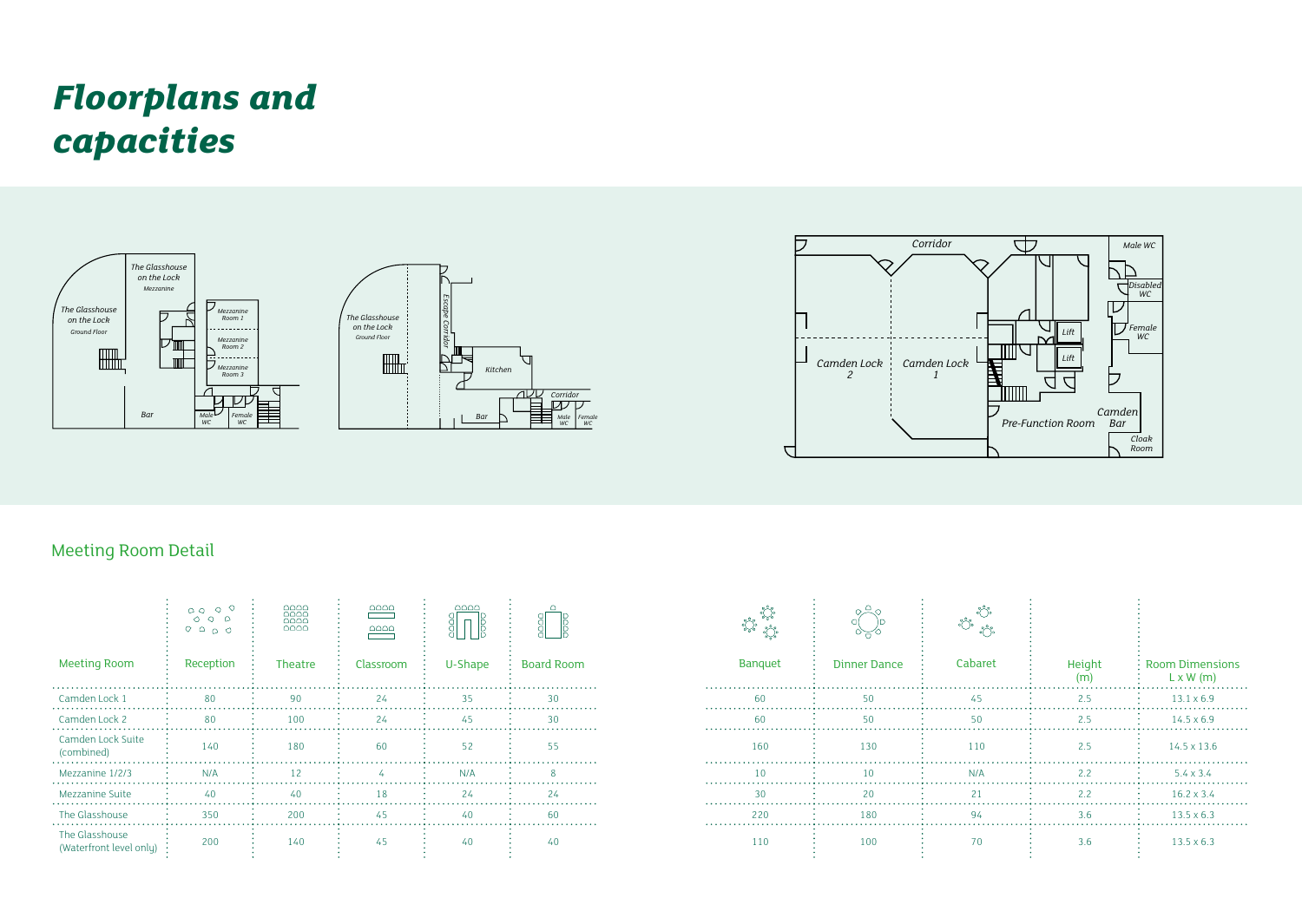# *Floorplans and capacities*

## Meeting Room Detail

| Meeting Room | Reception | Theatre | Classroom | U-Shape | Board Room | Banquet | Dinner Dance | Cabaret | Height (m) | Room Dimensions L x W (m) |
|---|---|---|---|---|---|---|---|---|---|---|
| Camden Lock 1 | 80 | 90 | 24 | 35 | 30 | 60 | 50 | 45 | 2.5 | 13.1 x 6.9 |
| Camden Lock 2 | 80 | 100 | 24 | 45 | 30 | 60 | 50 | 50 | 2.5 | 14.5 x 6.9 |
| Camden Lock Suite (combined) | 140 | 180 | 60 | 52 | 55 | 160 | 130 | 110 | 2.5 | 14.5 x 13.6 |
| Mezzanine 1/2/3 | N/A | 12 | 4 | N/A | 8 | 10 | 10 | N/A | 2.2 | 5.4 x 3.4 |
| Mezzanine Suite | 40 | 40 | 18 | 24 | 24 | 30 | 20 | 21 | 2.2 | 16.2 x 3.4 |
| The Glasshouse | 350 | 200 | 45 | 40 | 60 | 220 | 180 | 94 | 3.6 | 13.5 x 6.3 |
| The Glasshouse (Waterfront level only) | 200 | 140 | 45 | 40 | 40 | 110 | 100 | 70 | 3.6 | 13.5 x 6.3 |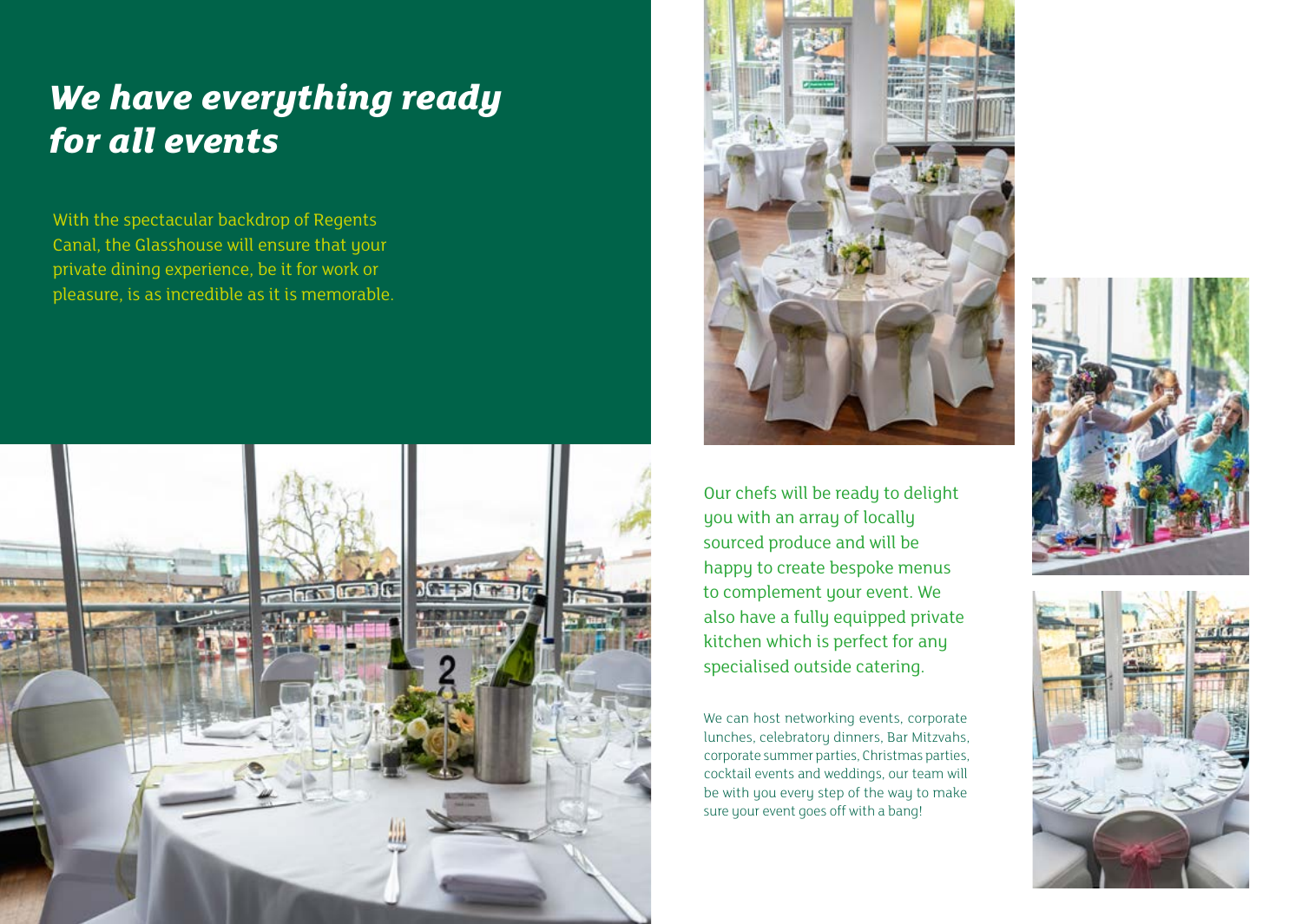# *We have everything ready for all events*

With the spectacular backdrop of Regents Canal, the Glasshouse will ensure that your private dining experience, be it for work or pleasure, is as incredible as it is memorable.

Our chefs will be ready to delight you with an array of locally sourced produce and will be happy to create bespoke menus to complement your event. We also have a fully equipped private kitchen which is perfect for any specialised outside catering.

We can host networking events, corporate lunches, celebratory dinners, Bar Mitzvahs, corporate summer parties, Christmas parties, cocktail events and weddings, our team will be with you every step of the way to make sure your event goes off with a bang!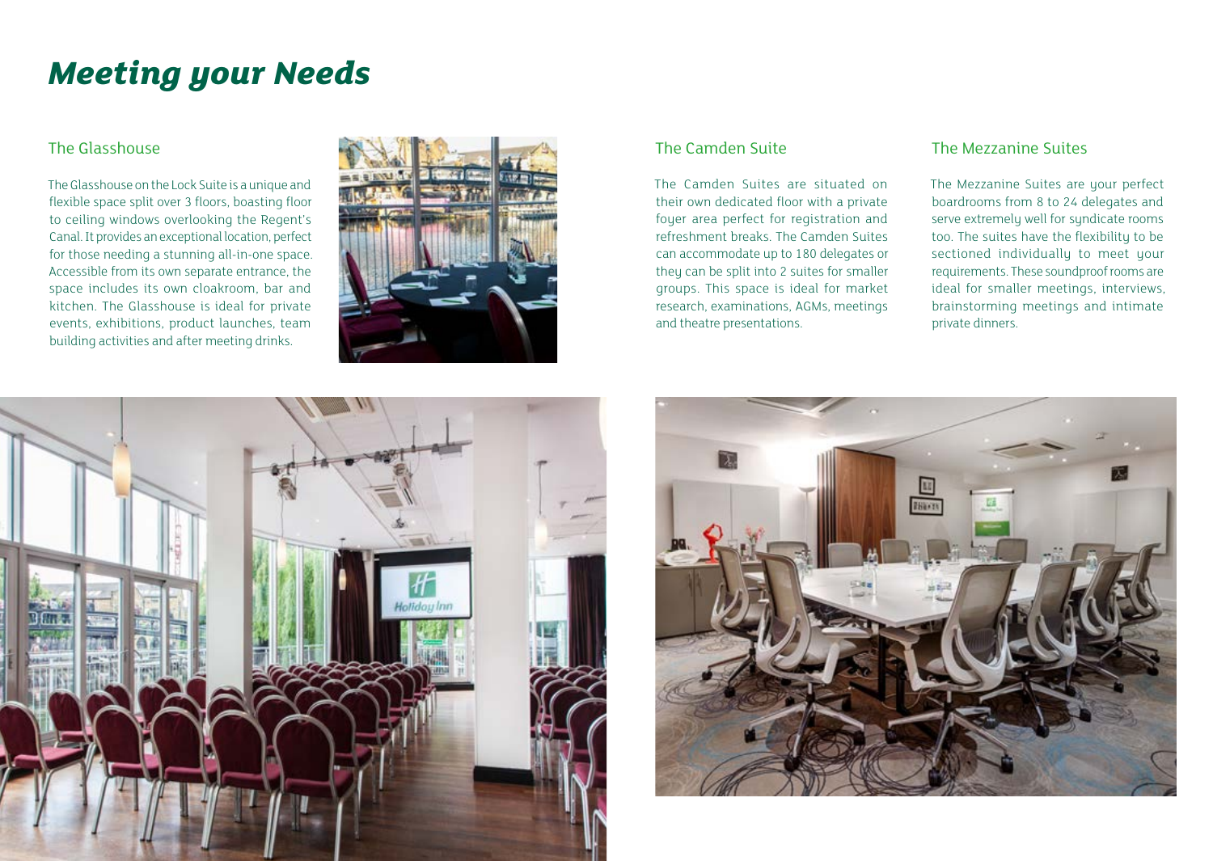# Meeting your Needs

## The Glasshouse

The Glasshouse on the Lock Suite is a unique and flexible space split over 3 floors, boasting floor to ceiling windows overlooking the Regent's Canal. It provides an exceptional location, perfect for those needing a stunning all-in-one space. Accessible from its own separate entrance, the space includes its own cloakroom, bar and kitchen. The Glasshouse is ideal for private events, exhibitions, product launches, team building activities and after meeting drinks.

## The Camden Suite

The Camden Suites are situated on their own dedicated floor with a private foyer area perfect for registration and refreshment breaks. The Camden Suites can accommodate up to 180 delegates or they can be split into 2 suites for smaller groups. This space is ideal for market research, examinations, AGMs, meetings and theatre presentations.

## The Mezzanine Suites

The Mezzanine Suites are your perfect boardrooms from 8 to 24 delegates and serve extremely well for syndicate rooms too. The suites have the flexibility to be sectioned individually to meet your requirements. These soundproof rooms are ideal for smaller meetings, interviews, brainstorming meetings and intimate private dinners.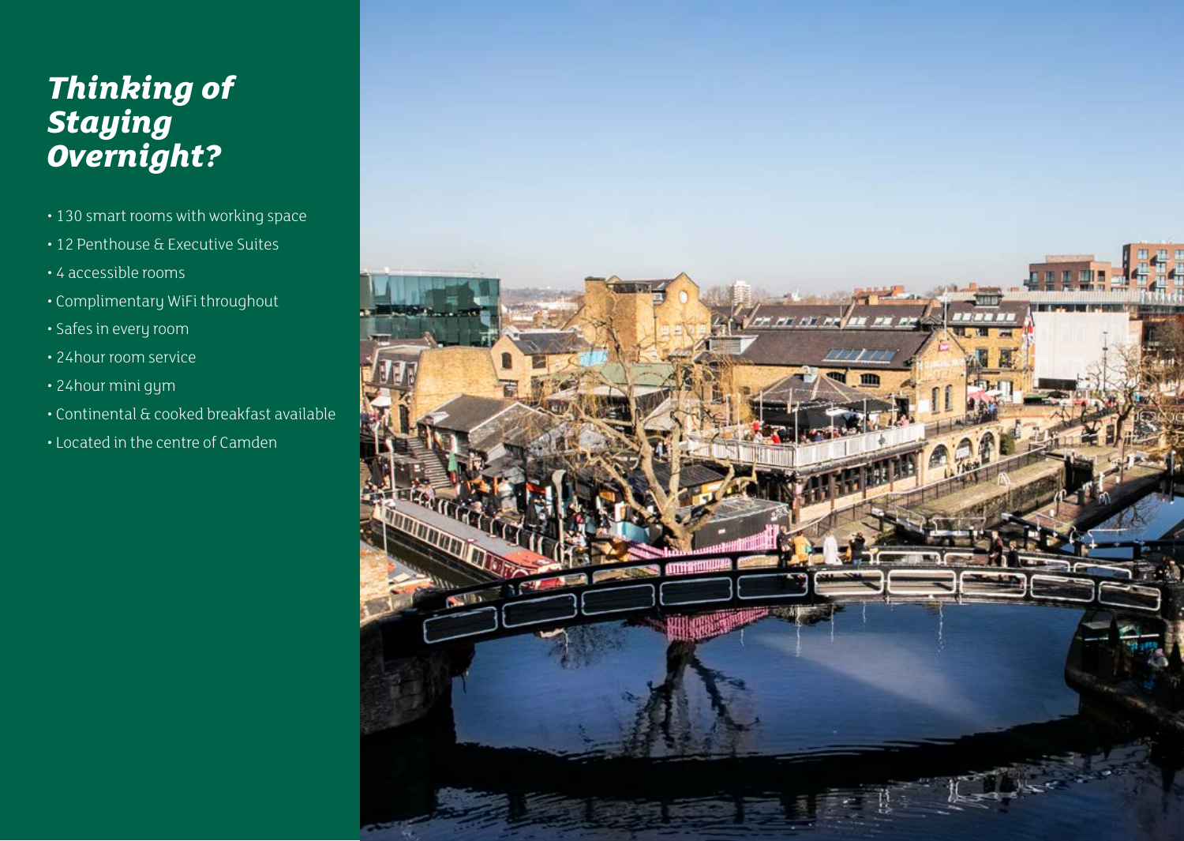# *Thinking of Staying Overnight?*

- 130 smart rooms with working space
- 12 Penthouse & Executive Suites
- 4 accessible rooms
- Complimentary WiFi throughout
- Safes in every room
- 24hour room service
- 24hour mini gym
- Continental & cooked breakfast available
- Located in the centre of Camden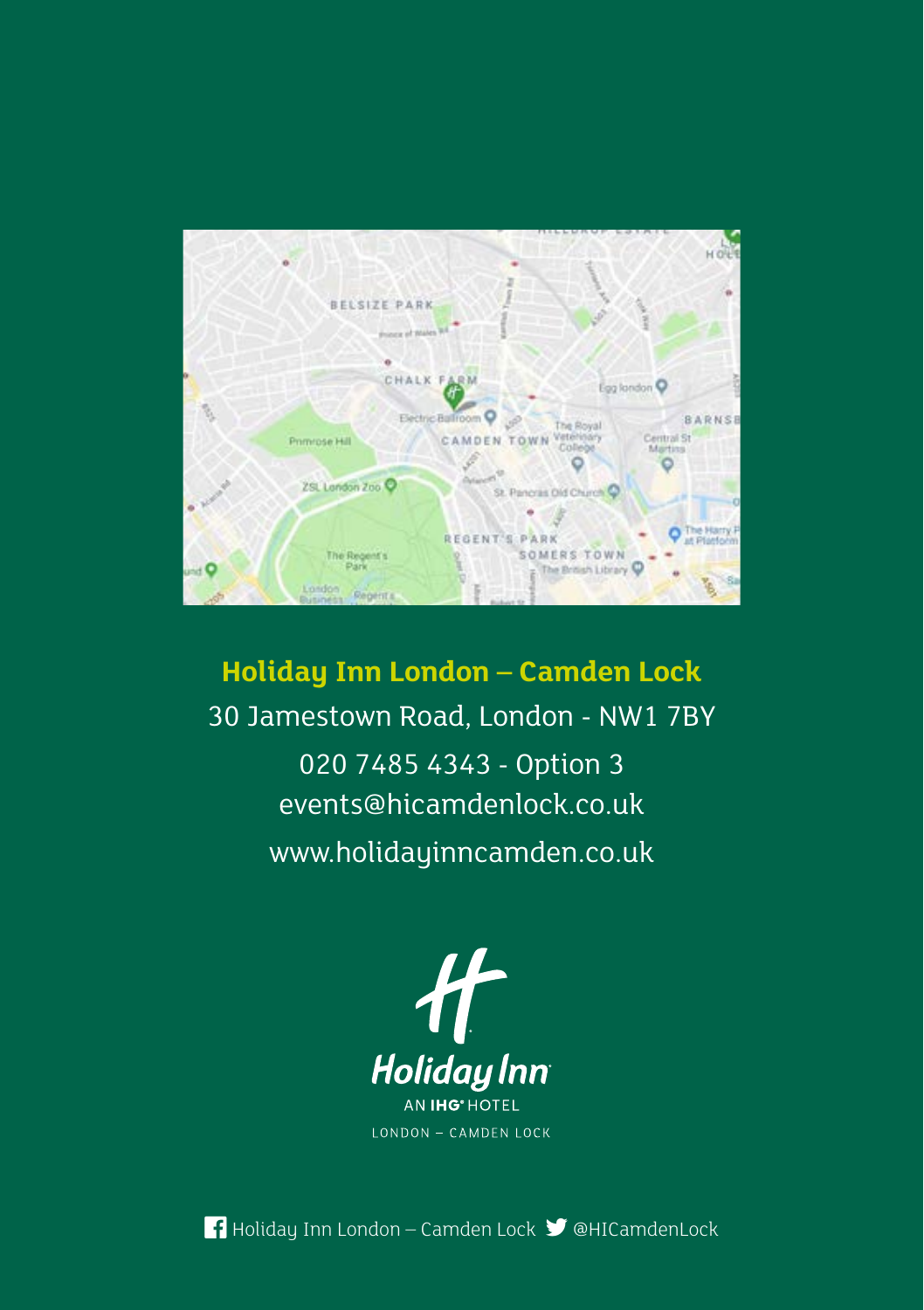**Holiday Inn London – Camden Lock**

30 Jamestown Road, London - NW1 7BY

020 7485 4343 - Option 3

events@hicamdenlock.co.uk

www.holidayinncamden.co.uk

Holiday Inn

AN IHG® HOTEL

LONDON – CAMDEN LOCK

Holiday Inn London – Camden Lock @HICamdenLock